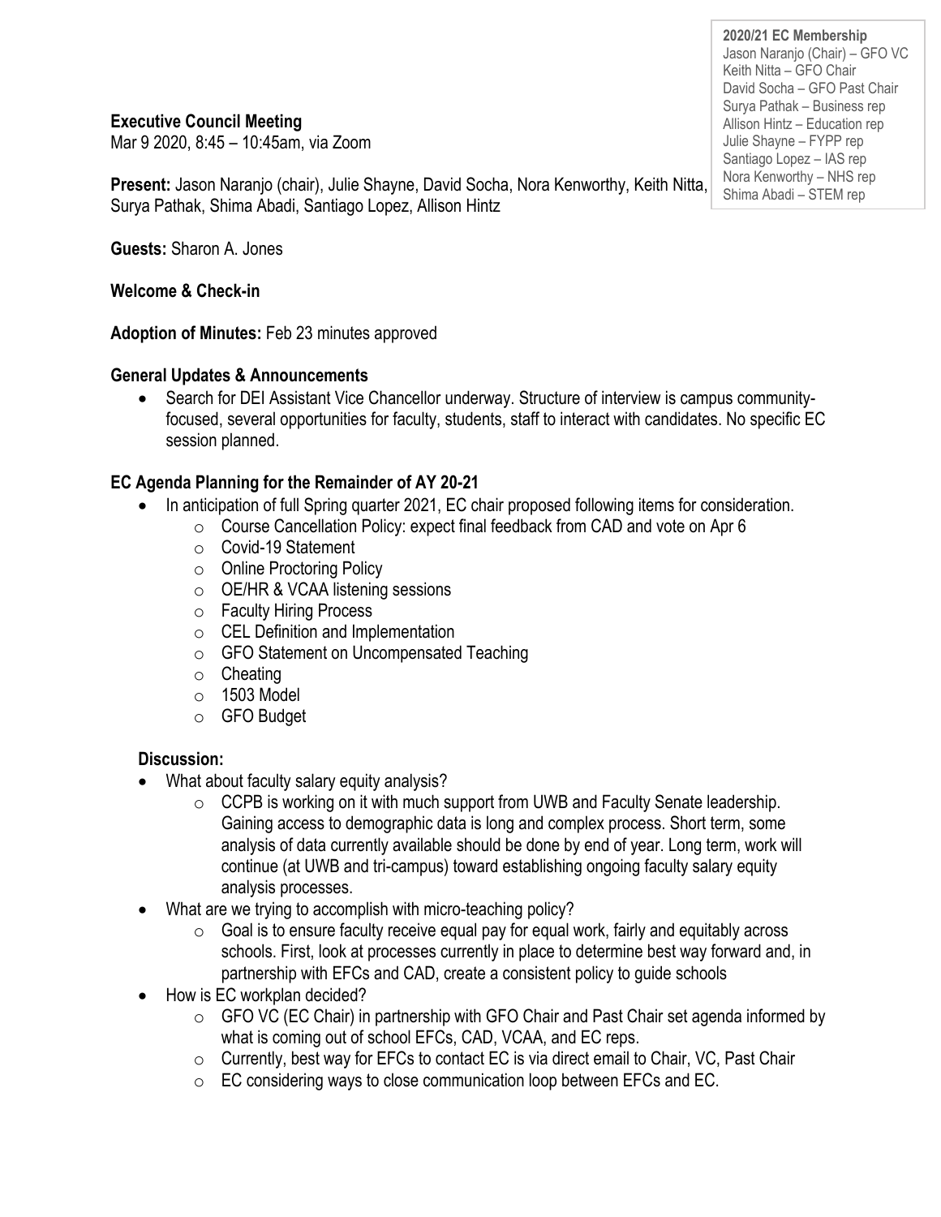**2020/21 EC Membership**
Jason Naranjo (Chair) – GFO VC
Keith Nitta – GFO Chair
David Socha – GFO Past Chair
Surya Pathak – Business rep
Allison Hintz – Education rep
Julie Shayne – FYPP rep
Santiago Lopez – IAS rep
Nora Kenworthy – NHS rep
Shima Abadi – STEM rep

**Executive Council Meeting**
Mar 9 2020, 8:45 – 10:45am, via Zoom

**Present:** Jason Naranjo (chair), Julie Shayne, David Socha, Nora Kenworthy, Keith Nitta, Surya Pathak, Shima Abadi, Santiago Lopez, Allison Hintz

**Guests:** Sharon A. Jones

**Welcome & Check-in**

**Adoption of Minutes:** Feb 23 minutes approved

**General Updates & Announcements**

- Search for DEI Assistant Vice Chancellor underway. Structure of interview is campus community-focused, several opportunities for faculty, students, staff to interact with candidates. No specific EC session planned.

**EC Agenda Planning for the Remainder of AY 20-21**

- In anticipation of full Spring quarter 2021, EC chair proposed following items for consideration.
    - Course Cancellation Policy: expect final feedback from CAD and vote on Apr 6
    - Covid-19 Statement
    - Online Proctoring Policy
    - OE/HR & VCAA listening sessions
    - Faculty Hiring Process
    - CEL Definition and Implementation
    - GFO Statement on Uncompensated Teaching
    - Cheating
    - 1503 Model
    - GFO Budget

**Discussion:**

- What about faculty salary equity analysis?
    - CCPB is working on it with much support from UWB and Faculty Senate leadership. Gaining access to demographic data is long and complex process. Short term, some analysis of data currently available should be done by end of year. Long term, work will continue (at UWB and tri-campus) toward establishing ongoing faculty salary equity analysis processes.
- What are we trying to accomplish with micro-teaching policy?
    - Goal is to ensure faculty receive equal pay for equal work, fairly and equitably across schools. First, look at processes currently in place to determine best way forward and, in partnership with EFCs and CAD, create a consistent policy to guide schools
- How is EC workplan decided?
    - GFO VC (EC Chair) in partnership with GFO Chair and Past Chair set agenda informed by what is coming out of school EFCs, CAD, VCAA, and EC reps.
    - Currently, best way for EFCs to contact EC is via direct email to Chair, VC, Past Chair
    - EC considering ways to close communication loop between EFCs and EC.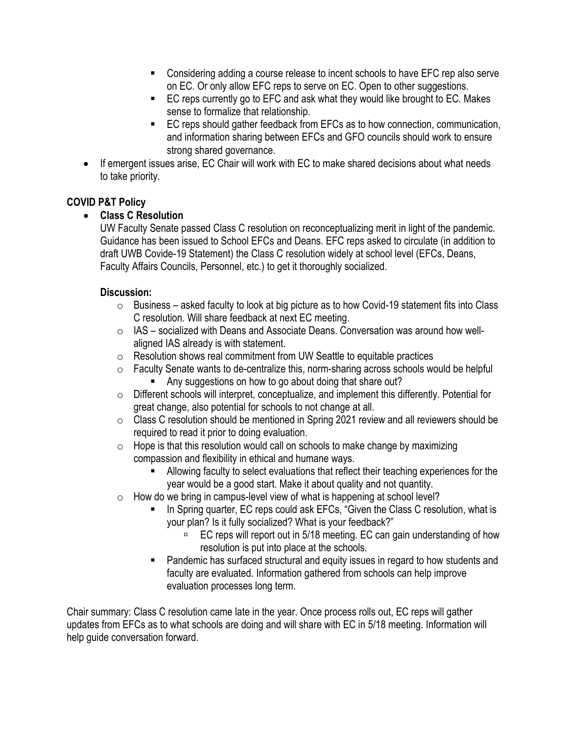- Considering adding a course release to incent schools to have EFC rep also serve on EC. Or only allow EFC reps to serve on EC. Open to other suggestions.
        - EC reps currently go to EFC and ask what they would like brought to EC. Makes sense to formalize that relationship.
        - EC reps should gather feedback from EFCs as to how connection, communication, and information sharing between EFCs and GFO councils should work to ensure strong shared governance.
- If emergent issues arise, EC Chair will work with EC to make shared decisions about what needs to take priority.

**COVID P&T Policy**

- **Class C Resolution**

  UW Faculty Senate passed Class C resolution on reconceptualizing merit in light of the pandemic. Guidance has been issued to School EFCs and Deans. EFC reps asked to circulate (in addition to draft UWB Covide-19 Statement) the Class C resolution widely at school level (EFCs, Deans, Faculty Affairs Councils, Personnel, etc.) to get it thoroughly socialized.

  **Discussion:**

    - Business – asked faculty to look at big picture as to how Covid-19 statement fits into Class C resolution. Will share feedback at next EC meeting.
    - IAS – socialized with Deans and Associate Deans. Conversation was around how well-aligned IAS already is with statement.
    - Resolution shows real commitment from UW Seattle to equitable practices
    - Faculty Senate wants to de-centralize this, norm-sharing across schools would be helpful
        - Any suggestions on how to go about doing that share out?
    - Different schools will interpret, conceptualize, and implement this differently. Potential for great change, also potential for schools to not change at all.
    - Class C resolution should be mentioned in Spring 2021 review and all reviewers should be required to read it prior to doing evaluation.
    - Hope is that this resolution would call on schools to make change by maximizing compassion and flexibility in ethical and humane ways.
        - Allowing faculty to select evaluations that reflect their teaching experiences for the year would be a good start. Make it about quality and not quantity.
    - How do we bring in campus-level view of what is happening at school level?
        - In Spring quarter, EC reps could ask EFCs, "Given the Class C resolution, what is your plan? Is it fully socialized? What is your feedback?"
            - EC reps will report out in 5/18 meeting. EC can gain understanding of how resolution is put into place at the schools.
        - Pandemic has surfaced structural and equity issues in regard to how students and faculty are evaluated. Information gathered from schools can help improve evaluation processes long term.

Chair summary: Class C resolution came late in the year. Once process rolls out, EC reps will gather updates from EFCs as to what schools are doing and will share with EC in 5/18 meeting. Information will help guide conversation forward.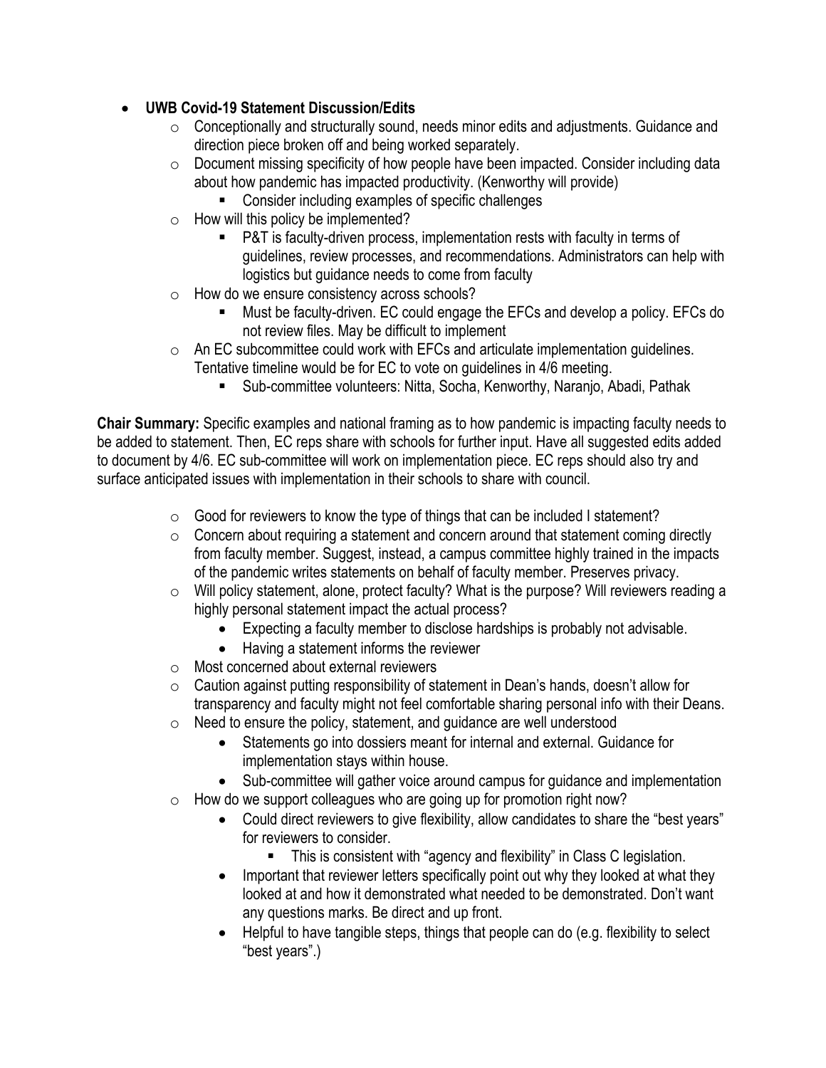- **UWB Covid-19 Statement Discussion/Edits**
  - Conceptionally and structurally sound, needs minor edits and adjustments. Guidance and direction piece broken off and being worked separately.
  - Document missing specificity of how people have been impacted. Consider including data about how pandemic has impacted productivity. (Kenworthy will provide)
    - Consider including examples of specific challenges
  - How will this policy be implemented?
    - P&T is faculty-driven process, implementation rests with faculty in terms of guidelines, review processes, and recommendations. Administrators can help with logistics but guidance needs to come from faculty
  - How do we ensure consistency across schools?
    - Must be faculty-driven. EC could engage the EFCs and develop a policy. EFCs do not review files. May be difficult to implement
  - An EC subcommittee could work with EFCs and articulate implementation guidelines. Tentative timeline would be for EC to vote on guidelines in 4/6 meeting.
    - Sub-committee volunteers: Nitta, Socha, Kenworthy, Naranjo, Abadi, Pathak

**Chair Summary:** Specific examples and national framing as to how pandemic is impacting faculty needs to be added to statement. Then, EC reps share with schools for further input. Have all suggested edits added to document by 4/6. EC sub-committee will work on implementation piece. EC reps should also try and surface anticipated issues with implementation in their schools to share with council.

- Good for reviewers to know the type of things that can be included I statement?
- Concern about requiring a statement and concern around that statement coming directly from faculty member. Suggest, instead, a campus committee highly trained in the impacts of the pandemic writes statements on behalf of faculty member. Preserves privacy.
- Will policy statement, alone, protect faculty? What is the purpose? Will reviewers reading a highly personal statement impact the actual process?
  - Expecting a faculty member to disclose hardships is probably not advisable.
  - Having a statement informs the reviewer
- Most concerned about external reviewers
- Caution against putting responsibility of statement in Dean's hands, doesn't allow for transparency and faculty might not feel comfortable sharing personal info with their Deans.
- Need to ensure the policy, statement, and guidance are well understood
  - Statements go into dossiers meant for internal and external. Guidance for implementation stays within house.
  - Sub-committee will gather voice around campus for guidance and implementation
- How do we support colleagues who are going up for promotion right now?
  - Could direct reviewers to give flexibility, allow candidates to share the "best years" for reviewers to consider.
    - This is consistent with "agency and flexibility" in Class C legislation.
  - Important that reviewer letters specifically point out why they looked at what they looked at and how it demonstrated what needed to be demonstrated. Don't want any questions marks. Be direct and up front.
  - Helpful to have tangible steps, things that people can do (e.g. flexibility to select "best years".)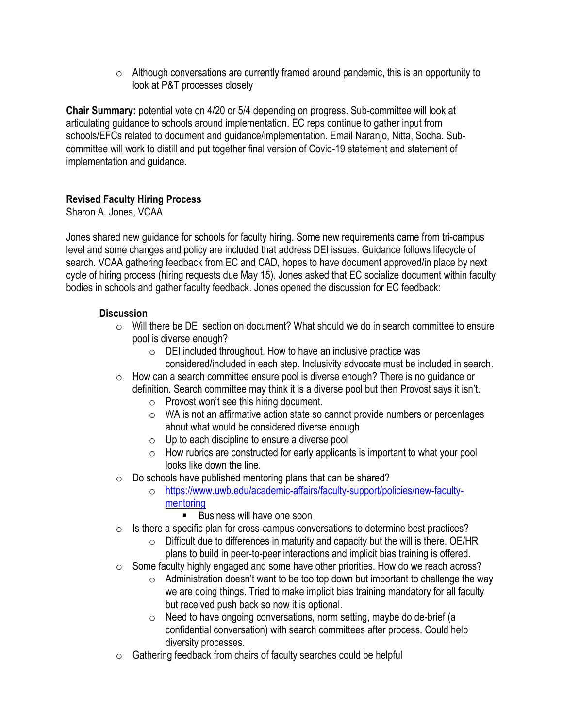- Although conversations are currently framed around pandemic, this is an opportunity to look at P&T processes closely

**Chair Summary:** potential vote on 4/20 or 5/4 depending on progress. Sub-committee will look at articulating guidance to schools around implementation. EC reps continue to gather input from schools/EFCs related to document and guidance/implementation. Email Naranjo, Nitta, Socha. Sub-committee will work to distill and put together final version of Covid-19 statement and statement of implementation and guidance.

**Revised Faculty Hiring Process**
Sharon A. Jones, VCAA

Jones shared new guidance for schools for faculty hiring. Some new requirements came from tri-campus level and some changes and policy are included that address DEI issues. Guidance follows lifecycle of search. VCAA gathering feedback from EC and CAD, hopes to have document approved/in place by next cycle of hiring process (hiring requests due May 15). Jones asked that EC socialize document within faculty bodies in schools and gather faculty feedback. Jones opened the discussion for EC feedback:

**Discussion**

- Will there be DEI section on document? What should we do in search committee to ensure pool is diverse enough?
  - DEI included throughout. How to have an inclusive practice was considered/included in each step. Inclusivity advocate must be included in search.
- How can a search committee ensure pool is diverse enough? There is no guidance or definition. Search committee may think it is a diverse pool but then Provost says it isn't.
  - Provost won't see this hiring document.
  - WA is not an affirmative action state so cannot provide numbers or percentages about what would be considered diverse enough
  - Up to each discipline to ensure a diverse pool
  - How rubrics are constructed for early applicants is important to what your pool looks like down the line.
- Do schools have published mentoring plans that can be shared?
  - [https://www.uwb.edu/academic-affairs/faculty-support/policies/new-faculty-mentoring](https://www.uwb.edu/academic-affairs/faculty-support/policies/new-faculty-mentoring)
    - Business will have one soon
- Is there a specific plan for cross-campus conversations to determine best practices?
  - Difficult due to differences in maturity and capacity but the will is there. OE/HR plans to build in peer-to-peer interactions and implicit bias training is offered.
- Some faculty highly engaged and some have other priorities. How do we reach across?
  - Administration doesn't want to be too top down but important to challenge the way we are doing things. Tried to make implicit bias training mandatory for all faculty but received push back so now it is optional.
  - Need to have ongoing conversations, norm setting, maybe do de-brief (a confidential conversation) with search committees after process. Could help diversity processes.
- Gathering feedback from chairs of faculty searches could be helpful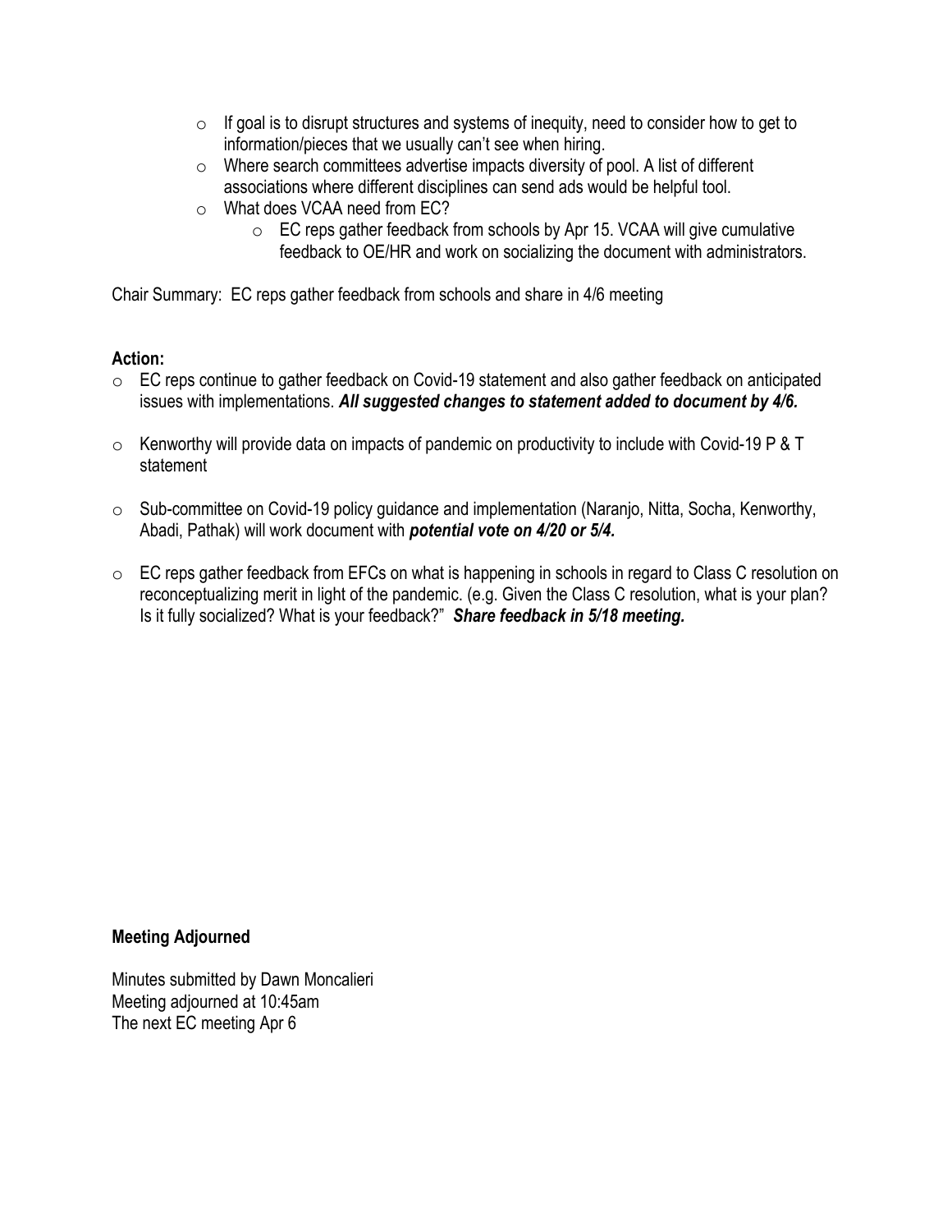- If goal is to disrupt structures and systems of inequity, need to consider how to get to information/pieces that we usually can't see when hiring.
- Where search committees advertise impacts diversity of pool. A list of different associations where different disciplines can send ads would be helpful tool.
- What does VCAA need from EC?
  - EC reps gather feedback from schools by Apr 15. VCAA will give cumulative feedback to OE/HR and work on socializing the document with administrators.

Chair Summary: EC reps gather feedback from schools and share in 4/6 meeting

**Action:**

- EC reps continue to gather feedback on Covid-19 statement and also gather feedback on anticipated issues with implementations. ***All suggested changes to statement added to document by 4/6.***

- Kenworthy will provide data on impacts of pandemic on productivity to include with Covid-19 P & T statement

- Sub-committee on Covid-19 policy guidance and implementation (Naranjo, Nitta, Socha, Kenworthy, Abadi, Pathak) will work document with ***potential vote on 4/20 or 5/4.***

- EC reps gather feedback from EFCs on what is happening in schools in regard to Class C resolution on reconceptualizing merit in light of the pandemic. (e.g. Given the Class C resolution, what is your plan? Is it fully socialized? What is your feedback?" ***Share feedback in 5/18 meeting.***

**Meeting Adjourned**

Minutes submitted by Dawn Moncalieri
Meeting adjourned at 10:45am
The next EC meeting Apr 6